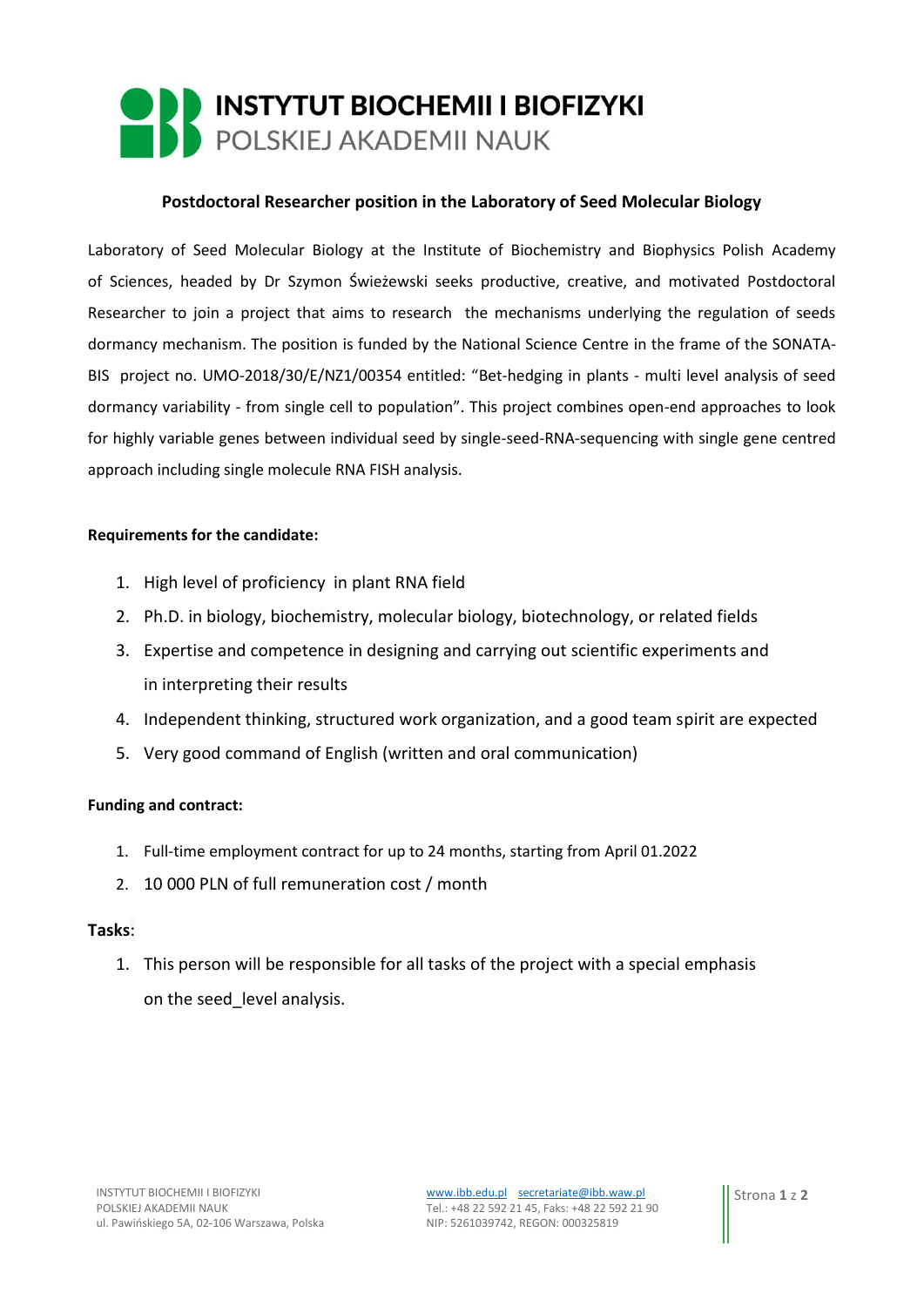**INSTYTUT BIOCHEMII I BIOFIZYKI**
POLSKIEJ AKADEMII NAUK

## Postdoctoral Researcher position in the Laboratory of Seed Molecular Biology

Laboratory of Seed Molecular Biology at the Institute of Biochemistry and Biophysics Polish Academy of Sciences, headed by Dr Szymon Świeżewski seeks productive, creative, and motivated Postdoctoral Researcher to join a project that aims to research the mechanisms underlying the regulation of seeds dormancy mechanism. The position is funded by the National Science Centre in the frame of the SONATA-BIS project no. UMO-2018/30/E/NZ1/00354 entitled: "Bet-hedging in plants - multi level analysis of seed dormancy variability - from single cell to population". This project combines open-end approaches to look for highly variable genes between individual seed by single-seed-RNA-sequencing with single gene centred approach including single molecule RNA FISH analysis.

**Requirements for the candidate:**

1. High level of proficiency in plant RNA field
2. Ph.D. in biology, biochemistry, molecular biology, biotechnology, or related fields
3. Expertise and competence in designing and carrying out scientific experiments and in interpreting their results
4. Independent thinking, structured work organization, and a good team spirit are expected
5. Very good command of English (written and oral communication)

**Funding and contract:**

1. Full-time employment contract for up to 24 months, starting from April 01.2022
2. 10 000 PLN of full remuneration cost / month

**Tasks**:

1. This person will be responsible for all tasks of the project with a special emphasis on the seed_level analysis.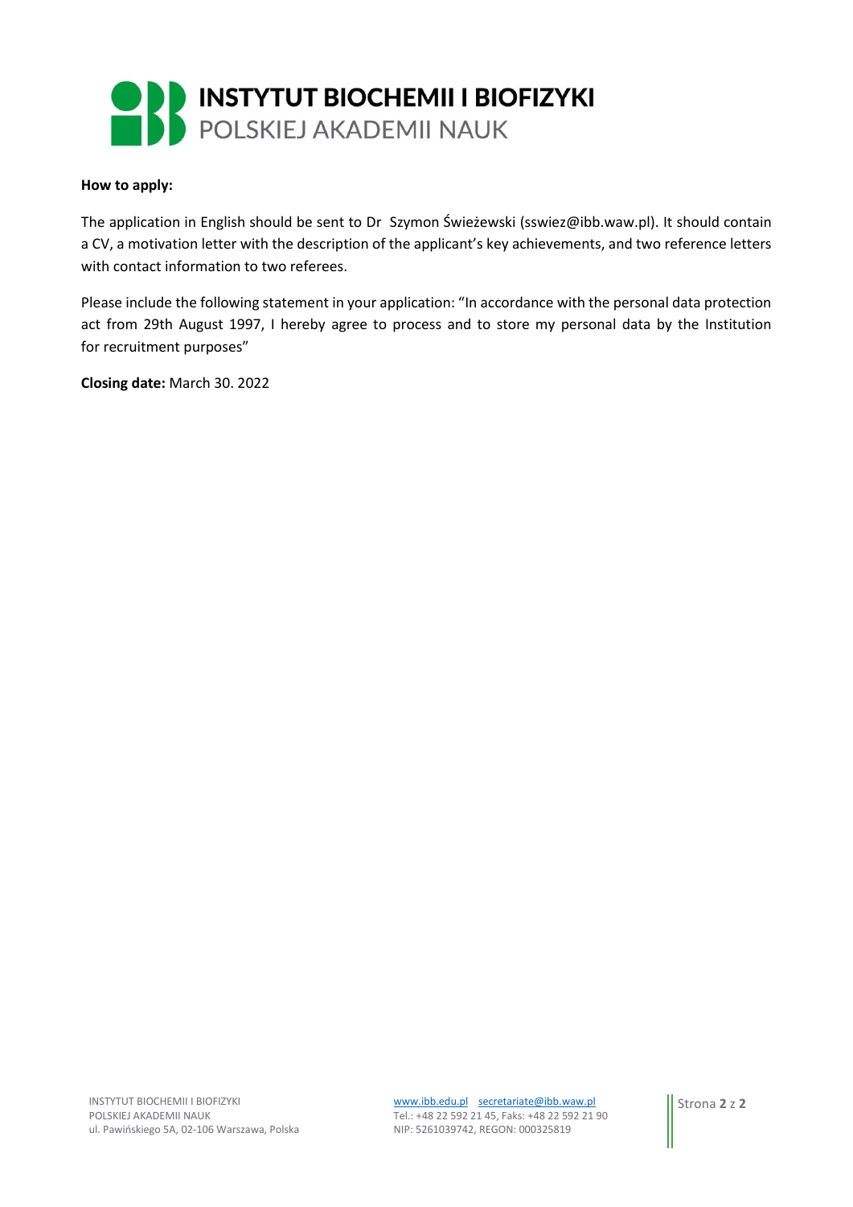**How to apply:**

The application in English should be sent to Dr Szymon Świeżewski (sswiez@ibb.waw.pl). It should contain a CV, a motivation letter with the description of the applicant's key achievements, and two reference letters with contact information to two referees.

Please include the following statement in your application: "In accordance with the personal data protection act from 29th August 1997, I hereby agree to process and to store my personal data by the Institution for recruitment purposes"

**Closing date:** March 30. 2022